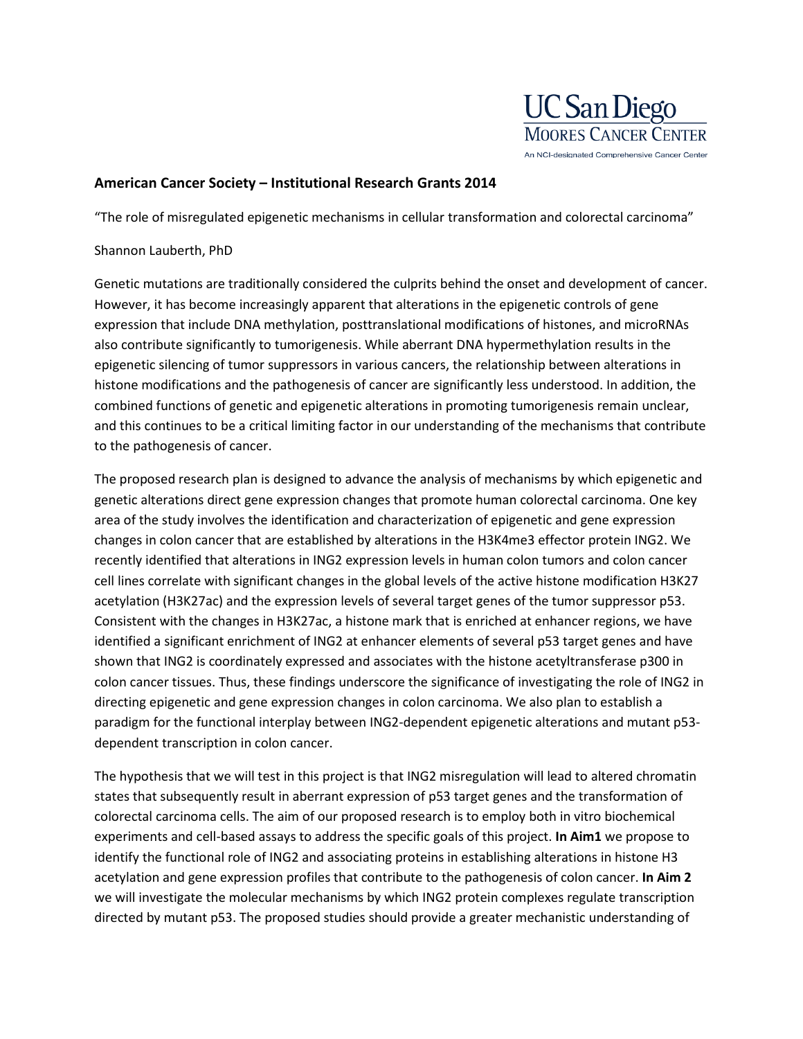UC San Diego
MOORES CANCER CENTER
An NCI-designated Comprehensive Cancer Center

**American Cancer Society – Institutional Research Grants 2014**

"The role of misregulated epigenetic mechanisms in cellular transformation and colorectal carcinoma"

Shannon Lauberth, PhD

Genetic mutations are traditionally considered the culprits behind the onset and development of cancer. However, it has become increasingly apparent that alterations in the epigenetic controls of gene expression that include DNA methylation, posttranslational modifications of histones, and microRNAs also contribute significantly to tumorigenesis. While aberrant DNA hypermethylation results in the epigenetic silencing of tumor suppressors in various cancers, the relationship between alterations in histone modifications and the pathogenesis of cancer are significantly less understood. In addition, the combined functions of genetic and epigenetic alterations in promoting tumorigenesis remain unclear, and this continues to be a critical limiting factor in our understanding of the mechanisms that contribute to the pathogenesis of cancer.

The proposed research plan is designed to advance the analysis of mechanisms by which epigenetic and genetic alterations direct gene expression changes that promote human colorectal carcinoma. One key area of the study involves the identification and characterization of epigenetic and gene expression changes in colon cancer that are established by alterations in the H3K4me3 effector protein ING2. We recently identified that alterations in ING2 expression levels in human colon tumors and colon cancer cell lines correlate with significant changes in the global levels of the active histone modification H3K27 acetylation (H3K27ac) and the expression levels of several target genes of the tumor suppressor p53. Consistent with the changes in H3K27ac, a histone mark that is enriched at enhancer regions, we have identified a significant enrichment of ING2 at enhancer elements of several p53 target genes and have shown that ING2 is coordinately expressed and associates with the histone acetyltransferase p300 in colon cancer tissues. Thus, these findings underscore the significance of investigating the role of ING2 in directing epigenetic and gene expression changes in colon carcinoma. We also plan to establish a paradigm for the functional interplay between ING2-dependent epigenetic alterations and mutant p53-dependent transcription in colon cancer.

The hypothesis that we will test in this project is that ING2 misregulation will lead to altered chromatin states that subsequently result in aberrant expression of p53 target genes and the transformation of colorectal carcinoma cells. The aim of our proposed research is to employ both in vitro biochemical experiments and cell-based assays to address the specific goals of this project. **In Aim1** we propose to identify the functional role of ING2 and associating proteins in establishing alterations in histone H3 acetylation and gene expression profiles that contribute to the pathogenesis of colon cancer. **In Aim 2** we will investigate the molecular mechanisms by which ING2 protein complexes regulate transcription directed by mutant p53. The proposed studies should provide a greater mechanistic understanding of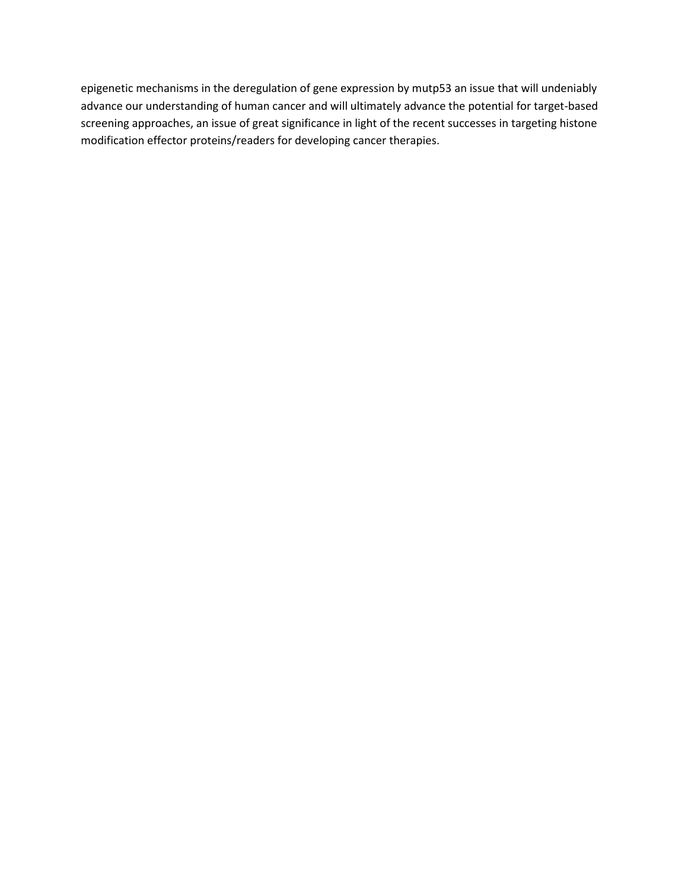epigenetic mechanisms in the deregulation of gene expression by mutp53 an issue that will undeniably advance our understanding of human cancer and will ultimately advance the potential for target-based screening approaches, an issue of great significance in light of the recent successes in targeting histone modification effector proteins/readers for developing cancer therapies.